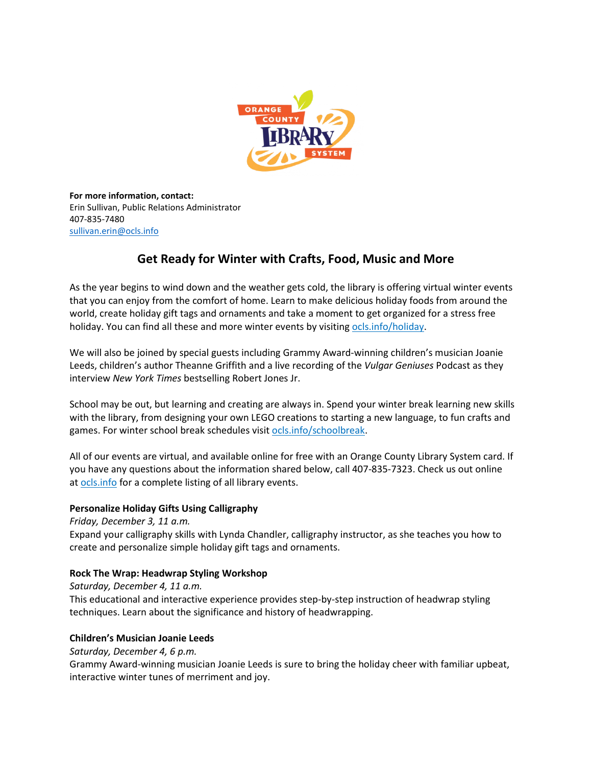**For more information, contact:**
Erin Sullivan, Public Relations Administrator
407-835-7480
sullivan.erin@ocls.info

# Get Ready for Winter with Crafts, Food, Music and More

As the year begins to wind down and the weather gets cold, the library is offering virtual winter events that you can enjoy from the comfort of home. Learn to make delicious holiday foods from around the world, create holiday gift tags and ornaments and take a moment to get organized for a stress free holiday. You can find all these and more winter events by visiting ocls.info/holiday.

We will also be joined by special guests including Grammy Award-winning children's musician Joanie Leeds, children's author Theanne Griffith and a live recording of the *Vulgar Geniuses* Podcast as they interview *New York Times* bestselling Robert Jones Jr.

School may be out, but learning and creating are always in. Spend your winter break learning new skills with the library, from designing your own LEGO creations to starting a new language, to fun crafts and games. For winter school break schedules visit ocls.info/schoolbreak.

All of our events are virtual, and available online for free with an Orange County Library System card. If you have any questions about the information shared below, call 407-835-7323. Check us out online at ocls.info for a complete listing of all library events.

**Personalize Holiday Gifts Using Calligraphy**
*Friday, December 3, 11 a.m.*
Expand your calligraphy skills with Lynda Chandler, calligraphy instructor, as she teaches you how to create and personalize simple holiday gift tags and ornaments.

**Rock The Wrap: Headwrap Styling Workshop**
*Saturday, December 4, 11 a.m.*
This educational and interactive experience provides step-by-step instruction of headwrap styling techniques. Learn about the significance and history of headwrapping.

**Children's Musician Joanie Leeds**
*Saturday, December 4, 6 p.m.*
Grammy Award-winning musician Joanie Leeds is sure to bring the holiday cheer with familiar upbeat, interactive winter tunes of merriment and joy.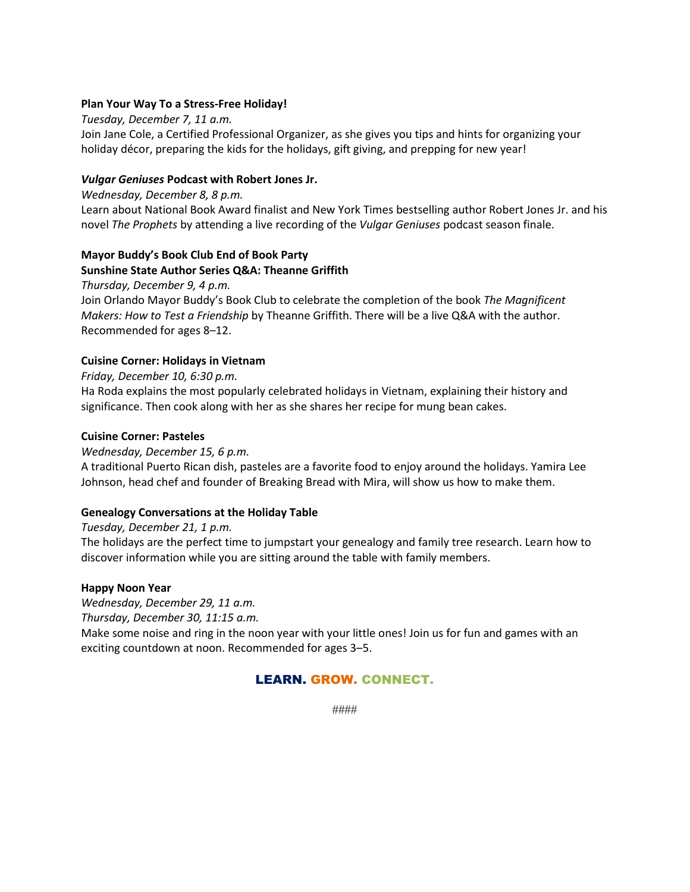**Plan Your Way To a Stress-Free Holiday!**

*Tuesday, December 7, 11 a.m.*

Join Jane Cole, a Certified Professional Organizer, as she gives you tips and hints for organizing your holiday décor, preparing the kids for the holidays, gift giving, and prepping for new year!

***Vulgar Geniuses* Podcast with Robert Jones Jr.**

*Wednesday, December 8, 8 p.m.*

Learn about National Book Award finalist and New York Times bestselling author Robert Jones Jr. and his novel *The Prophets* by attending a live recording of the *Vulgar Geniuses* podcast season finale.

**Mayor Buddy's Book Club End of Book Party**
**Sunshine State Author Series Q&A: Theanne Griffith**

*Thursday, December 9, 4 p.m.*

Join Orlando Mayor Buddy's Book Club to celebrate the completion of the book *The Magnificent Makers: How to Test a Friendship* by Theanne Griffith. There will be a live Q&A with the author. Recommended for ages 8–12.

**Cuisine Corner: Holidays in Vietnam**

*Friday, December 10, 6:30 p.m.*

Ha Roda explains the most popularly celebrated holidays in Vietnam, explaining their history and significance. Then cook along with her as she shares her recipe for mung bean cakes.

**Cuisine Corner: Pasteles**

*Wednesday, December 15, 6 p.m.*

A traditional Puerto Rican dish, pasteles are a favorite food to enjoy around the holidays. Yamira Lee Johnson, head chef and founder of Breaking Bread with Mira, will show us how to make them.

**Genealogy Conversations at the Holiday Table**

*Tuesday, December 21, 1 p.m.*

The holidays are the perfect time to jumpstart your genealogy and family tree research. Learn how to discover information while you are sitting around the table with family members.

**Happy Noon Year**

*Wednesday, December 29, 11 a.m.*
*Thursday, December 30, 11:15 a.m.*

Make some noise and ring in the noon year with your little ones! Join us for fun and games with an exciting countdown at noon. Recommended for ages 3–5.

**LEARN. GROW. CONNECT.**

####